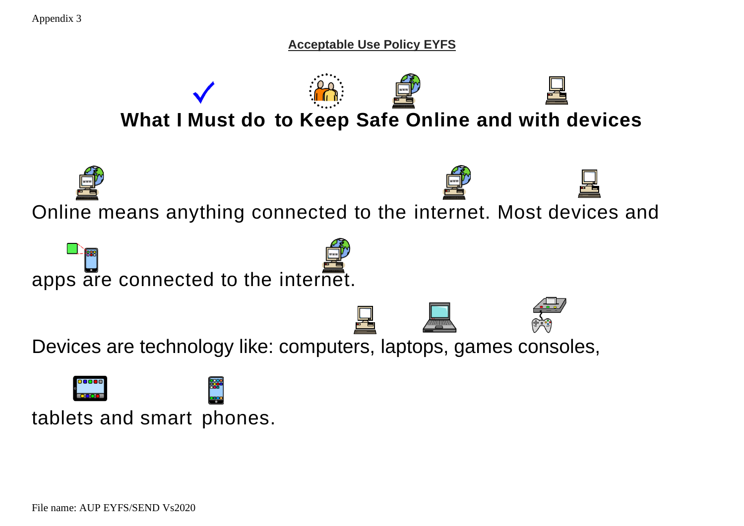Appendix 3

**Acceptable Use Policy EYFS**

# What I Must do to Keep Safe Online and with devices

Online means anything connected to the internet. Most devices and apps are connected to the internet.

Devices are technology like: computers, laptops, games consoles, tablets and smart phones.

File name: AUP EYFS/SEND Vs2020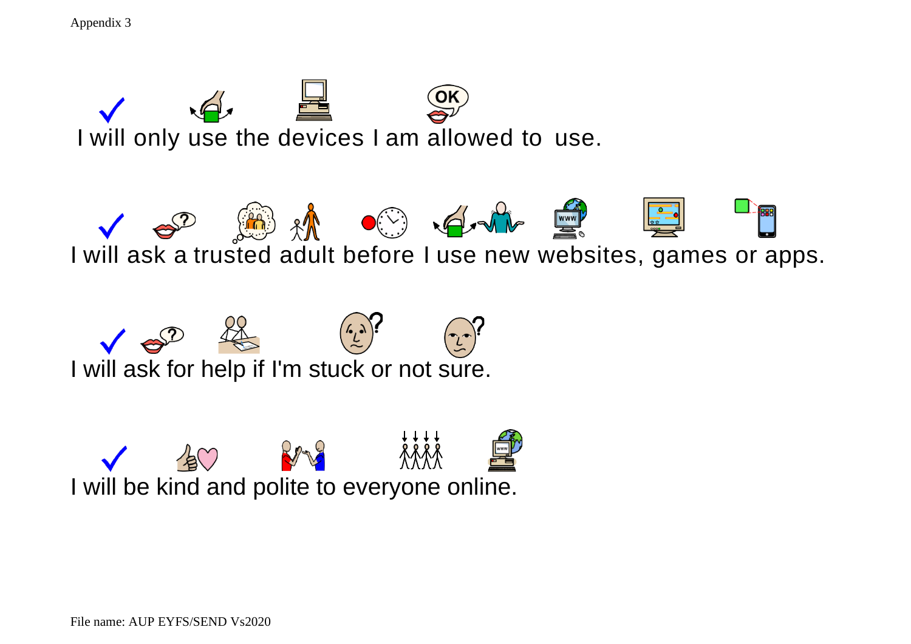Appendix 3

✓ I will only use the devices I am allowed to use.

✓ I will ask a trusted adult before I use new websites, games or apps.

✓ I will ask for help if I'm stuck or not sure.

✓ I will be kind and polite to everyone online.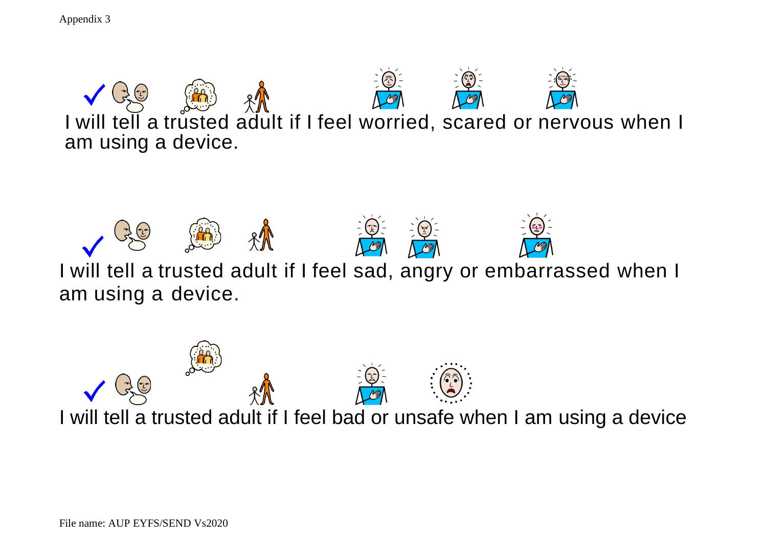Appendix 3

I will tell a trusted adult if I feel worried, scared or nervous when I am using a device.

I will tell a trusted adult if I feel sad, angry or embarrassed when I am using a device.

I will tell a trusted adult if I feel bad or unsafe when I am using a device

File name: AUP EYFS/SEND Vs2020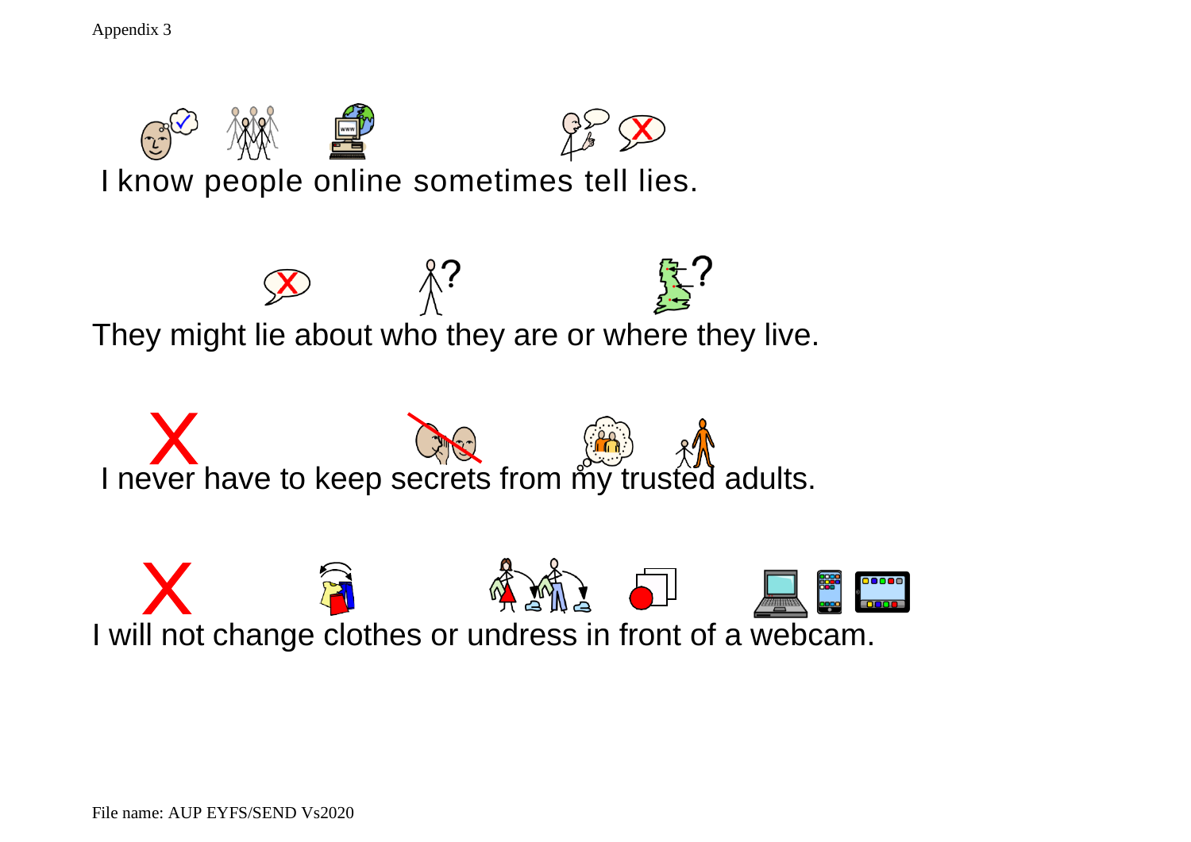Appendix 3

I know people online sometimes tell lies.

They might lie about who they are or where they live.

I never have to keep secrets from my trusted adults.

I will not change clothes or undress in front of a webcam.

File name: AUP EYFS/SEND Vs2020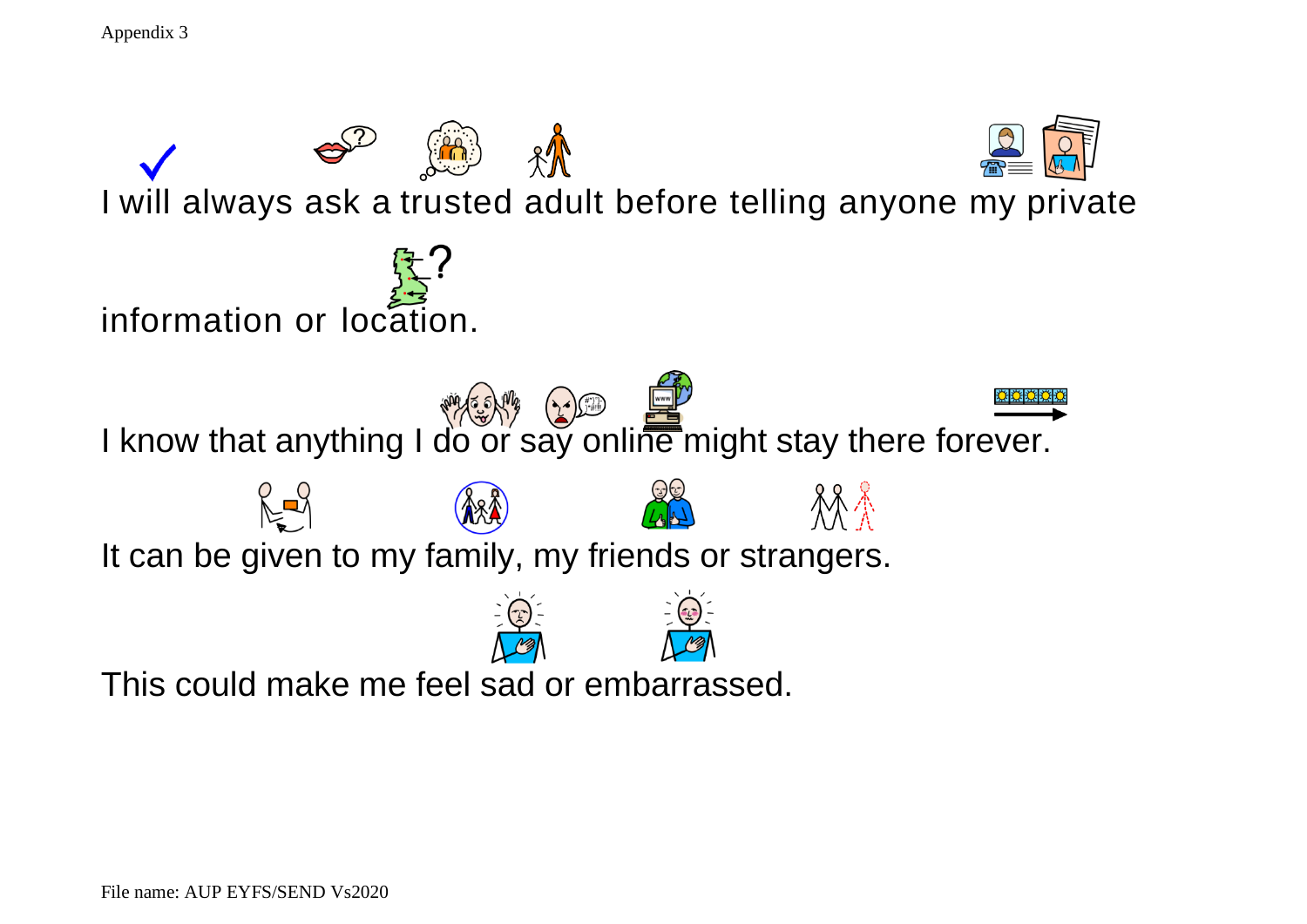I will always ask a trusted adult before telling anyone my private information or location.

I know that anything I do or say online might stay there forever.

It can be given to my family, my friends or strangers.

This could make me feel sad or embarrassed.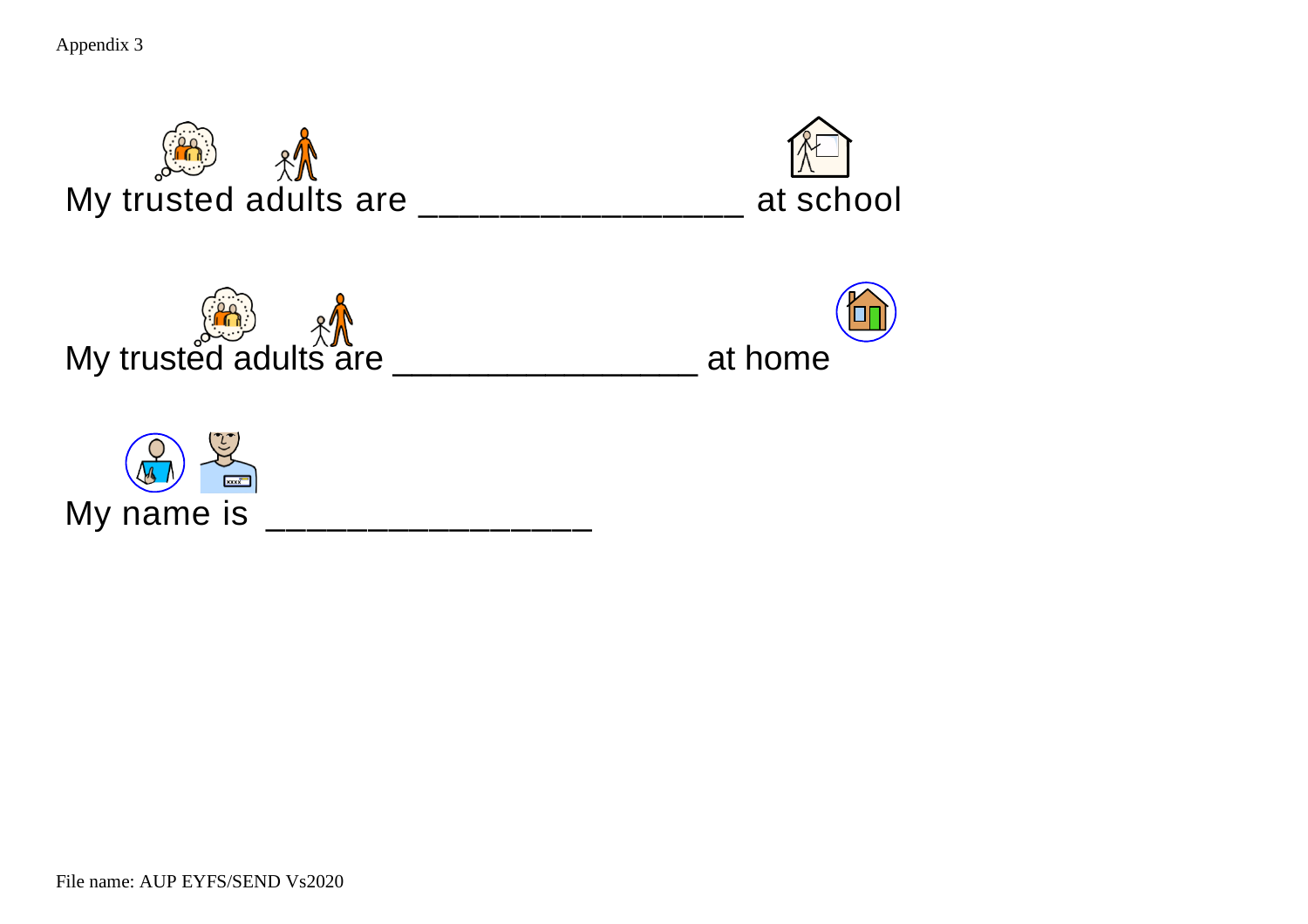Appendix 3

My trusted adults are _________________ at school

My trusted adults are _________________ at home

My name is _________________

File name: AUP EYFS/SEND Vs2020